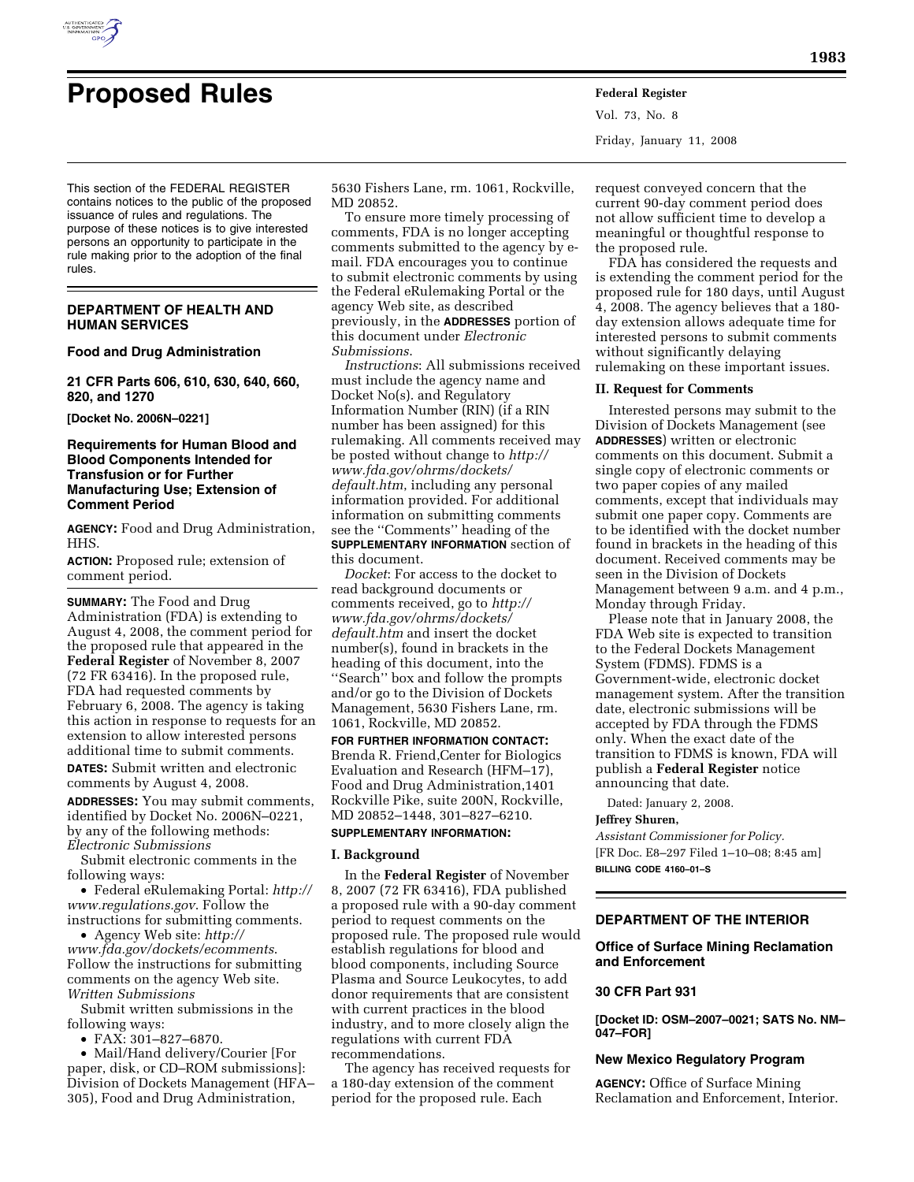# Proposed Rules

This section of the FEDERAL REGISTER contains notices to the public of the proposed issuance of rules and regulations. The purpose of these notices is to give interested persons an opportunity to participate in the rule making prior to the adoption of the final rules.

## DEPARTMENT OF HEALTH AND HUMAN SERVICES

### Food and Drug Administration

### 21 CFR Parts 606, 610, 630, 640, 660, 820, and 1270

**[Docket No. 2006N–0221]**

### Requirements for Human Blood and Blood Components Intended for Transfusion or for Further Manufacturing Use; Extension of Comment Period

**AGENCY:** Food and Drug Administration, HHS.

**ACTION:** Proposed rule; extension of comment period.

**SUMMARY:** The Food and Drug Administration (FDA) is extending to August 4, 2008, the comment period for the proposed rule that appeared in the **Federal Register** of November 8, 2007 (72 FR 63416). In the proposed rule, FDA had requested comments by February 6, 2008. The agency is taking this action in response to requests for an extension to allow interested persons additional time to submit comments.

**DATES:** Submit written and electronic comments by August 4, 2008.

**ADDRESSES:** You may submit comments, identified by Docket No. 2006N–0221, by any of the following methods:

*Electronic Submissions*

Submit electronic comments in the following ways:

- Federal eRulemaking Portal: *http://www.regulations.gov*. Follow the instructions for submitting comments.
- Agency Web site: *http://www.fda.gov/dockets/ecomments*. Follow the instructions for submitting comments on the agency Web site.

*Written Submissions*

Submit written submissions in the following ways:

- FAX: 301–827–6870.
- Mail/Hand delivery/Courier [For paper, disk, or CD–ROM submissions]: Division of Dockets Management (HFA–305), Food and Drug Administration, 5630 Fishers Lane, rm. 1061, Rockville, MD 20852.

To ensure more timely processing of comments, FDA is no longer accepting comments submitted to the agency by e-mail. FDA encourages you to continue to submit electronic comments by using the Federal eRulemaking Portal or the agency Web site, as described previously, in the **ADDRESSES** portion of this document under *Electronic Submissions*.

*Instructions*: All submissions received must include the agency name and Docket No(s). and Regulatory Information Number (RIN) (if a RIN number has been assigned) for this rulemaking. All comments received may be posted without change to *http://www.fda.gov/ohrms/dockets/default.htm*, including any personal information provided. For additional information on submitting comments see the ''Comments'' heading of the **SUPPLEMENTARY INFORMATION** section of this document.

*Docket*: For access to the docket to read background documents or comments received, go to *http://www.fda.gov/ohrms/dockets/default.htm* and insert the docket number(s), found in brackets in the heading of this document, into the ''Search'' box and follow the prompts and/or go to the Division of Dockets Management, 5630 Fishers Lane, rm. 1061, Rockville, MD 20852.

**FOR FURTHER INFORMATION CONTACT:** Brenda R. Friend,Center for Biologics Evaluation and Research (HFM–17), Food and Drug Administration,1401 Rockville Pike, suite 200N, Rockville, MD 20852–1448, 301–827–6210.

**SUPPLEMENTARY INFORMATION:**

#### I. Background

In the **Federal Register** of November 8, 2007 (72 FR 63416), FDA published a proposed rule with a 90-day comment period to request comments on the proposed rule. The proposed rule would establish regulations for blood and blood components, including Source Plasma and Source Leukocytes, to add donor requirements that are consistent with current practices in the blood industry, and to more closely align the regulations with current FDA recommendations.

The agency has received requests for a 180-day extension of the comment period for the proposed rule. Each request conveyed concern that the current 90-day comment period does not allow sufficient time to develop a meaningful or thoughtful response to the proposed rule.

FDA has considered the requests and is extending the comment period for the proposed rule for 180 days, until August 4, 2008. The agency believes that a 180-day extension allows adequate time for interested persons to submit comments without significantly delaying rulemaking on these important issues.

#### II. Request for Comments

Interested persons may submit to the Division of Dockets Management (see **ADDRESSES**) written or electronic comments on this document. Submit a single copy of electronic comments or two paper copies of any mailed comments, except that individuals may submit one paper copy. Comments are to be identified with the docket number found in brackets in the heading of this document. Received comments may be seen in the Division of Dockets Management between 9 a.m. and 4 p.m., Monday through Friday.

Please note that in January 2008, the FDA Web site is expected to transition to the Federal Dockets Management System (FDMS). FDMS is a Government-wide, electronic docket management system. After the transition date, electronic submissions will be accepted by FDA through the FDMS only. When the exact date of the transition to FDMS is known, FDA will publish a **Federal Register** notice announcing that date.

Dated: January 2, 2008.

**Jeffrey Shuren,**

*Assistant Commissioner for Policy.*

[FR Doc. E8–297 Filed 1–10–08; 8:45 am]

**BILLING CODE 4160–01–S**

## DEPARTMENT OF THE INTERIOR

### Office of Surface Mining Reclamation and Enforcement

### 30 CFR Part 931

**[Docket ID: OSM–2007–0021; SATS No. NM–047–FOR]**

### New Mexico Regulatory Program

**AGENCY:** Office of Surface Mining Reclamation and Enforcement, Interior.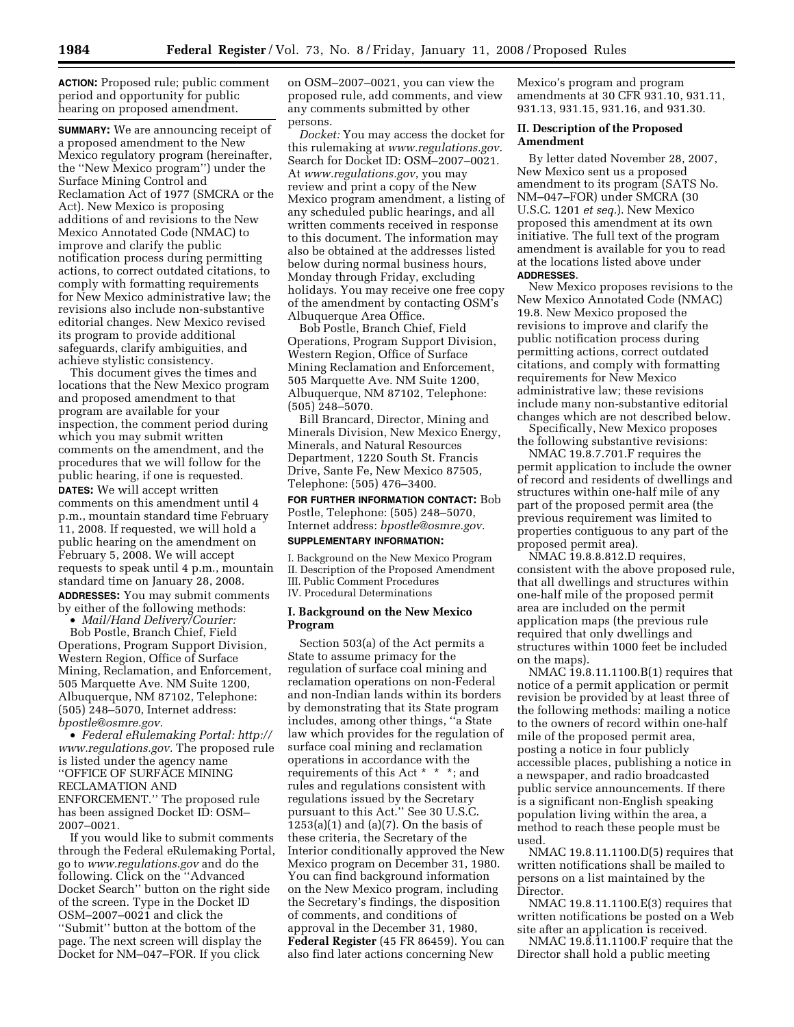**ACTION:** Proposed rule; public comment period and opportunity for public hearing on proposed amendment.

**SUMMARY:** We are announcing receipt of a proposed amendment to the New Mexico regulatory program (hereinafter, the ''New Mexico program'') under the Surface Mining Control and Reclamation Act of 1977 (SMCRA or the Act). New Mexico is proposing additions of and revisions to the New Mexico Annotated Code (NMAC) to improve and clarify the public notification process during permitting actions, to correct outdated citations, to comply with formatting requirements for New Mexico administrative law; the revisions also include non-substantive editorial changes. New Mexico revised its program to provide additional safeguards, clarify ambiguities, and achieve stylistic consistency.

This document gives the times and locations that the New Mexico program and proposed amendment to that program are available for your inspection, the comment period during which you may submit written comments on the amendment, and the procedures that we will follow for the public hearing, if one is requested.

**DATES:** We will accept written comments on this amendment until 4 p.m., mountain standard time February 11, 2008. If requested, we will hold a public hearing on the amendment on February 5, 2008. We will accept requests to speak until 4 p.m., mountain standard time on January 28, 2008.

**ADDRESSES:** You may submit comments by either of the following methods:

• *Mail/Hand Delivery/Courier:* Bob Postle, Branch Chief, Field Operations, Program Support Division, Western Region, Office of Surface Mining, Reclamation, and Enforcement, 505 Marquette Ave. NM Suite 1200, Albuquerque, NM 87102, Telephone: (505) 248–5070, Internet address: *bpostle@osmre.gov.*

• *Federal eRulemaking Portal: http://www.regulations.gov.* The proposed rule is listed under the agency name ''OFFICE OF SURFACE MINING RECLAMATION AND ENFORCEMENT.'' The proposed rule has been assigned Docket ID: OSM–2007–0021.

If you would like to submit comments through the Federal eRulemaking Portal, go to *www.regulations.gov* and do the following. Click on the ''Advanced Docket Search'' button on the right side of the screen. Type in the Docket ID OSM–2007–0021 and click the ''Submit'' button at the bottom of the page. The next screen will display the Docket for NM–047–FOR. If you click on OSM–2007–0021, you can view the proposed rule, add comments, and view any comments submitted by other persons.

*Docket:* You may access the docket for this rulemaking at *www.regulations.gov*. Search for Docket ID: OSM–2007–0021. At *www.regulations.gov*, you may review and print a copy of the New Mexico program amendment, a listing of any scheduled public hearings, and all written comments received in response to this document. The information may also be obtained at the addresses listed below during normal business hours, Monday through Friday, excluding holidays. You may receive one free copy of the amendment by contacting OSM's Albuquerque Area Office.

Bob Postle, Branch Chief, Field Operations, Program Support Division, Western Region, Office of Surface Mining Reclamation and Enforcement, 505 Marquette Ave. NM Suite 1200, Albuquerque, NM 87102, Telephone: (505) 248–5070.

Bill Brancard, Director, Mining and Minerals Division, New Mexico Energy, Minerals, and Natural Resources Department, 1220 South St. Francis Drive, Sante Fe, New Mexico 87505, Telephone: (505) 476–3400.

**FOR FURTHER INFORMATION CONTACT:** Bob Postle, Telephone: (505) 248–5070, Internet address: *bpostle@osmre.gov.*

**SUPPLEMENTARY INFORMATION:**

I. Background on the New Mexico Program
II. Description of the Proposed Amendment
III. Public Comment Procedures
IV. Procedural Determinations

## I. Background on the New Mexico Program

Section 503(a) of the Act permits a State to assume primacy for the regulation of surface coal mining and reclamation operations on non-Federal and non-Indian lands within its borders by demonstrating that its State program includes, among other things, ''a State law which provides for the regulation of surface coal mining and reclamation operations in accordance with the requirements of this Act * * *; and rules and regulations consistent with regulations issued by the Secretary pursuant to this Act.'' See 30 U.S.C. 1253(a)(1) and (a)(7). On the basis of these criteria, the Secretary of the Interior conditionally approved the New Mexico program on December 31, 1980. You can find background information on the New Mexico program, including the Secretary's findings, the disposition of comments, and conditions of approval in the December 31, 1980, **Federal Register** (45 FR 86459). You can also find later actions concerning New Mexico's program and program amendments at 30 CFR 931.10, 931.11, 931.13, 931.15, 931.16, and 931.30.

## II. Description of the Proposed Amendment

By letter dated November 28, 2007, New Mexico sent us a proposed amendment to its program (SATS No. NM–047–FOR) under SMCRA (30 U.S.C. 1201 *et seq.*). New Mexico proposed this amendment at its own initiative. The full text of the program amendment is available for you to read at the locations listed above under **ADDRESSES**.

New Mexico proposes revisions to the New Mexico Annotated Code (NMAC) 19.8. New Mexico proposed the revisions to improve and clarify the public notification process during permitting actions, correct outdated citations, and comply with formatting requirements for New Mexico administrative law; these revisions include many non-substantive editorial changes which are not described below.

Specifically, New Mexico proposes the following substantive revisions:

NMAC 19.8.7.701.F requires the permit application to include the owner of record and residents of dwellings and structures within one-half mile of any part of the proposed permit area (the previous requirement was limited to properties contiguous to any part of the proposed permit area).

NMAC 19.8.8.812.D requires, consistent with the above proposed rule, that all dwellings and structures within one-half mile of the proposed permit area are included on the permit application maps (the previous rule required that only dwellings and structures within 1000 feet be included on the maps).

NMAC 19.8.11.1100.B(1) requires that notice of a permit application or permit revision be provided by at least three of the following methods: mailing a notice to the owners of record within one-half mile of the proposed permit area, posting a notice in four publicly accessible places, publishing a notice in a newspaper, and radio broadcasted public service announcements. If there is a significant non-English speaking population living within the area, a method to reach these people must be used.

NMAC 19.8.11.1100.D(5) requires that written notifications shall be mailed to persons on a list maintained by the Director.

NMAC 19.8.11.1100.E(3) requires that written notifications be posted on a Web site after an application is received.

NMAC 19.8.11.1100.F require that the Director shall hold a public meeting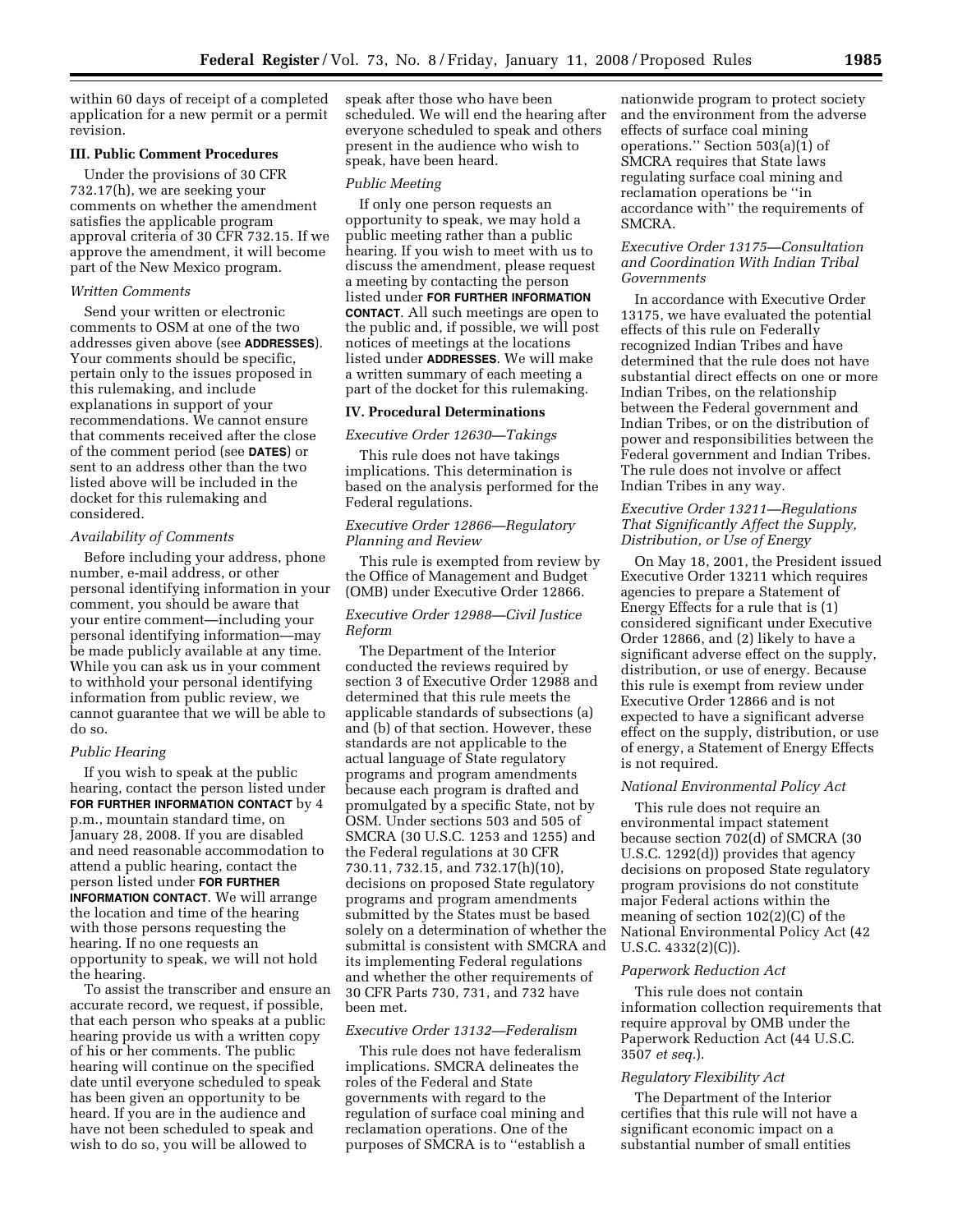within 60 days of receipt of a completed application for a new permit or a permit revision.

### III. Public Comment Procedures

Under the provisions of 30 CFR 732.17(h), we are seeking your comments on whether the amendment satisfies the applicable program approval criteria of 30 CFR 732.15. If we approve the amendment, it will become part of the New Mexico program.

#### *Written Comments*

Send your written or electronic comments to OSM at one of the two addresses given above (see **ADDRESSES**). Your comments should be specific, pertain only to the issues proposed in this rulemaking, and include explanations in support of your recommendations. We cannot ensure that comments received after the close of the comment period (see **DATES**) or sent to an address other than the two listed above will be included in the docket for this rulemaking and considered.

#### *Availability of Comments*

Before including your address, phone number, e-mail address, or other personal identifying information in your comment, you should be aware that your entire comment—including your personal identifying information—may be made publicly available at any time. While you can ask us in your comment to withhold your personal identifying information from public review, we cannot guarantee that we will be able to do so.

#### *Public Hearing*

If you wish to speak at the public hearing, contact the person listed under **FOR FURTHER INFORMATION CONTACT** by 4 p.m., mountain standard time, on January 28, 2008. If you are disabled and need reasonable accommodation to attend a public hearing, contact the person listed under **FOR FURTHER INFORMATION CONTACT**. We will arrange the location and time of the hearing with those persons requesting the hearing. If no one requests an opportunity to speak, we will not hold the hearing.

To assist the transcriber and ensure an accurate record, we request, if possible, that each person who speaks at a public hearing provide us with a written copy of his or her comments. The public hearing will continue on the specified date until everyone scheduled to speak has been given an opportunity to be heard. If you are in the audience and have not been scheduled to speak and wish to do so, you will be allowed to speak after those who have been scheduled. We will end the hearing after everyone scheduled to speak and others present in the audience who wish to speak, have been heard.

#### *Public Meeting*

If only one person requests an opportunity to speak, we may hold a public meeting rather than a public hearing. If you wish to meet with us to discuss the amendment, please request a meeting by contacting the person listed under **FOR FURTHER INFORMATION CONTACT**. All such meetings are open to the public and, if possible, we will post notices of meetings at the locations listed under **ADDRESSES**. We will make a written summary of each meeting a part of the docket for this rulemaking.

### IV. Procedural Determinations

#### *Executive Order 12630—Takings*

This rule does not have takings implications. This determination is based on the analysis performed for the Federal regulations.

#### *Executive Order 12866—Regulatory Planning and Review*

This rule is exempted from review by the Office of Management and Budget (OMB) under Executive Order 12866.

#### *Executive Order 12988—Civil Justice Reform*

The Department of the Interior conducted the reviews required by section 3 of Executive Order 12988 and determined that this rule meets the applicable standards of subsections (a) and (b) of that section. However, these standards are not applicable to the actual language of State regulatory programs and program amendments because each program is drafted and promulgated by a specific State, not by OSM. Under sections 503 and 505 of SMCRA (30 U.S.C. 1253 and 1255) and the Federal regulations at 30 CFR 730.11, 732.15, and 732.17(h)(10), decisions on proposed State regulatory programs and program amendments submitted by the States must be based solely on a determination of whether the submittal is consistent with SMCRA and its implementing Federal regulations and whether the other requirements of 30 CFR Parts 730, 731, and 732 have been met.

#### *Executive Order 13132—Federalism*

This rule does not have federalism implications. SMCRA delineates the roles of the Federal and State governments with regard to the regulation of surface coal mining and reclamation operations. One of the purposes of SMCRA is to "establish a nationwide program to protect society and the environment from the adverse effects of surface coal mining operations." Section 503(a)(1) of SMCRA requires that State laws regulating surface coal mining and reclamation operations be "in accordance with" the requirements of SMCRA.

#### *Executive Order 13175—Consultation and Coordination With Indian Tribal Governments*

In accordance with Executive Order 13175, we have evaluated the potential effects of this rule on Federally recognized Indian Tribes and have determined that the rule does not have substantial direct effects on one or more Indian Tribes, on the relationship between the Federal government and Indian Tribes, or on the distribution of power and responsibilities between the Federal government and Indian Tribes. The rule does not involve or affect Indian Tribes in any way.

#### *Executive Order 13211—Regulations That Significantly Affect the Supply, Distribution, or Use of Energy*

On May 18, 2001, the President issued Executive Order 13211 which requires agencies to prepare a Statement of Energy Effects for a rule that is (1) considered significant under Executive Order 12866, and (2) likely to have a significant adverse effect on the supply, distribution, or use of energy. Because this rule is exempt from review under Executive Order 12866 and is not expected to have a significant adverse effect on the supply, distribution, or use of energy, a Statement of Energy Effects is not required.

#### *National Environmental Policy Act*

This rule does not require an environmental impact statement because section 702(d) of SMCRA (30 U.S.C. 1292(d)) provides that agency decisions on proposed State regulatory program provisions do not constitute major Federal actions within the meaning of section 102(2)(C) of the National Environmental Policy Act (42 U.S.C. 4332(2)(C)).

#### *Paperwork Reduction Act*

This rule does not contain information collection requirements that require approval by OMB under the Paperwork Reduction Act (44 U.S.C. 3507 *et seq.*).

#### *Regulatory Flexibility Act*

The Department of the Interior certifies that this rule will not have a significant economic impact on a substantial number of small entities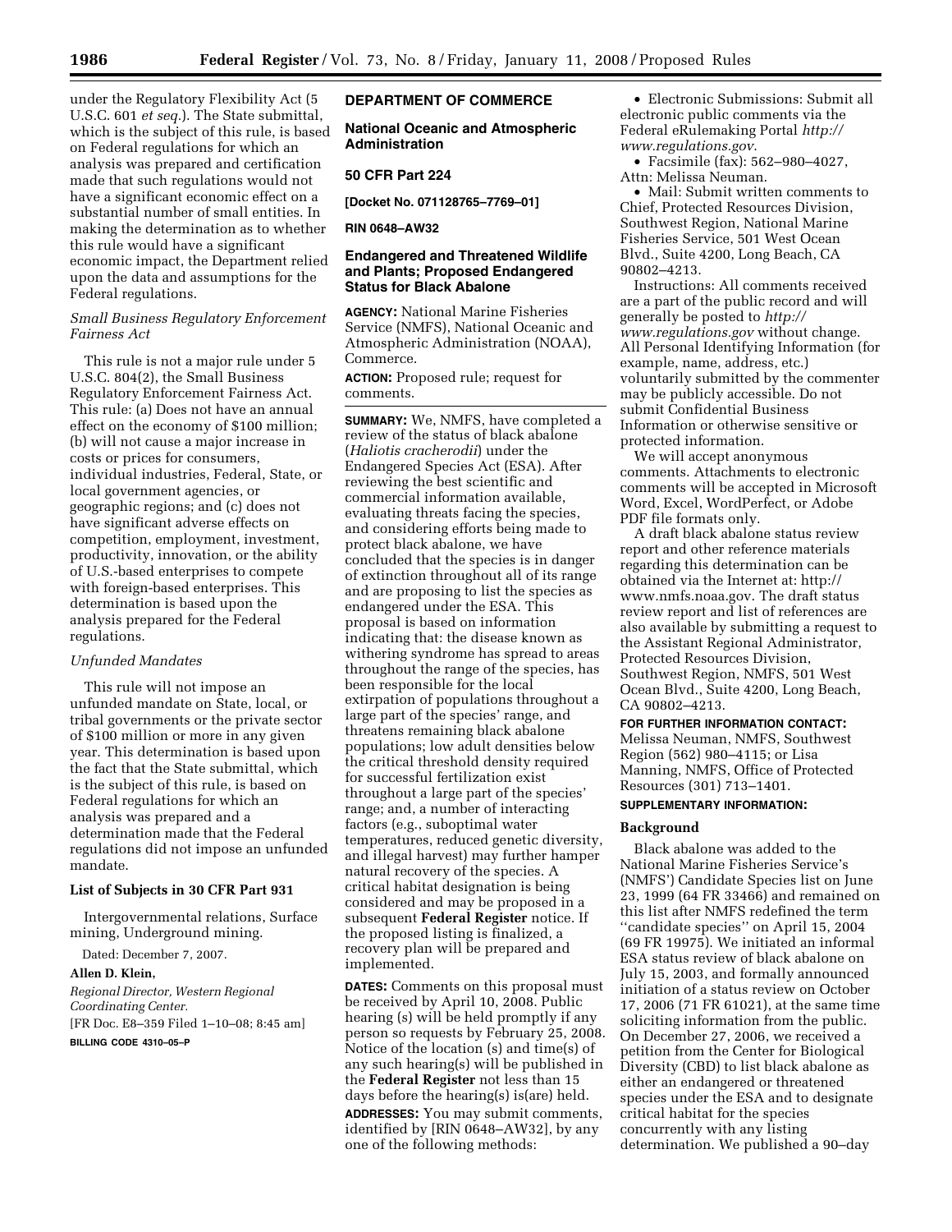under the Regulatory Flexibility Act (5 U.S.C. 601 *et seq.*). The State submittal, which is the subject of this rule, is based on Federal regulations for which an analysis was prepared and certification made that such regulations would not have a significant economic effect on a substantial number of small entities. In making the determination as to whether this rule would have a significant economic impact, the Department relied upon the data and assumptions for the Federal regulations.

### *Small Business Regulatory Enforcement Fairness Act*

This rule is not a major rule under 5 U.S.C. 804(2), the Small Business Regulatory Enforcement Fairness Act. This rule: (a) Does not have an annual effect on the economy of $100 million; (b) will not cause a major increase in costs or prices for consumers, individual industries, Federal, State, or local government agencies, or geographic regions; and (c) does not have significant adverse effects on competition, employment, investment, productivity, innovation, or the ability of U.S.-based enterprises to compete with foreign-based enterprises. This determination is based upon the analysis prepared for the Federal regulations.

### *Unfunded Mandates*

This rule will not impose an unfunded mandate on State, local, or tribal governments or the private sector of $100 million or more in any given year. This determination is based upon the fact that the State submittal, which is the subject of this rule, is based on Federal regulations for which an analysis was prepared and a determination made that the Federal regulations did not impose an unfunded mandate.

### List of Subjects in 30 CFR Part 931

Intergovernmental relations, Surface mining, Underground mining.

Dated: December 7, 2007.

**Allen D. Klein,**

*Regional Director, Western Regional Coordinating Center.*

[FR Doc. E8–359 Filed 1–10–08; 8:45 am]

**BILLING CODE 4310–05–P**

## DEPARTMENT OF COMMERCE

### National Oceanic and Atmospheric Administration

### 50 CFR Part 224

**[Docket No. 071128765–7769–01]**

**RIN 0648–AW32**

### Endangered and Threatened Wildlife and Plants; Proposed Endangered Status for Black Abalone

**AGENCY:** National Marine Fisheries Service (NMFS), National Oceanic and Atmospheric Administration (NOAA), Commerce.

**ACTION:** Proposed rule; request for comments.

**SUMMARY:** We, NMFS, have completed a review of the status of black abalone (*Haliotis cracherodii*) under the Endangered Species Act (ESA). After reviewing the best scientific and commercial information available, evaluating threats facing the species, and considering efforts being made to protect black abalone, we have concluded that the species is in danger of extinction throughout all of its range and are proposing to list the species as endangered under the ESA. This proposal is based on information indicating that: the disease known as withering syndrome has spread to areas throughout the range of the species, has been responsible for the local extirpation of populations throughout a large part of the species' range, and threatens remaining black abalone populations; low adult densities below the critical threshold density required for successful fertilization exist throughout a large part of the species' range; and, a number of interacting factors (e.g., suboptimal water temperatures, reduced genetic diversity, and illegal harvest) may further hamper natural recovery of the species. A critical habitat designation is being considered and may be proposed in a subsequent **Federal Register** notice. If the proposed listing is finalized, a recovery plan will be prepared and implemented.

**DATES:** Comments on this proposal must be received by April 10, 2008. Public hearing (s) will be held promptly if any person so requests by February 25, 2008. Notice of the location (s) and time(s) of any such hearing(s) will be published in the **Federal Register** not less than 15 days before the hearing(s) is(are) held.

**ADDRESSES:** You may submit comments, identified by [RIN 0648–AW32], by any one of the following methods:

- Electronic Submissions: Submit all electronic public comments via the Federal eRulemaking Portal *http://www.regulations.gov*.
- Facsimile (fax): 562–980–4027, Attn: Melissa Neuman.
- Mail: Submit written comments to Chief, Protected Resources Division, Southwest Region, National Marine Fisheries Service, 501 West Ocean Blvd., Suite 4200, Long Beach, CA 90802–4213.

Instructions: All comments received are a part of the public record and will generally be posted to *http://www.regulations.gov* without change. All Personal Identifying Information (for example, name, address, etc.) voluntarily submitted by the commenter may be publicly accessible. Do not submit Confidential Business Information or otherwise sensitive or protected information.

We will accept anonymous comments. Attachments to electronic comments will be accepted in Microsoft Word, Excel, WordPerfect, or Adobe PDF file formats only.

A draft black abalone status review report and other reference materials regarding this determination can be obtained via the Internet at: http://www.nmfs.noaa.gov. The draft status review report and list of references are also available by submitting a request to the Assistant Regional Administrator, Protected Resources Division, Southwest Region, NMFS, 501 West Ocean Blvd., Suite 4200, Long Beach, CA 90802–4213.

**FOR FURTHER INFORMATION CONTACT:** Melissa Neuman, NMFS, Southwest Region (562) 980–4115; or Lisa Manning, NMFS, Office of Protected Resources (301) 713–1401.

**SUPPLEMENTARY INFORMATION:**

### Background

Black abalone was added to the National Marine Fisheries Service's (NMFS') Candidate Species list on June 23, 1999 (64 FR 33466) and remained on this list after NMFS redefined the term ''candidate species'' on April 15, 2004 (69 FR 19975). We initiated an informal ESA status review of black abalone on July 15, 2003, and formally announced initiation of a status review on October 17, 2006 (71 FR 61021), at the same time soliciting information from the public. On December 27, 2006, we received a petition from the Center for Biological Diversity (CBD) to list black abalone as either an endangered or threatened species under the ESA and to designate critical habitat for the species concurrently with any listing determination. We published a 90–day